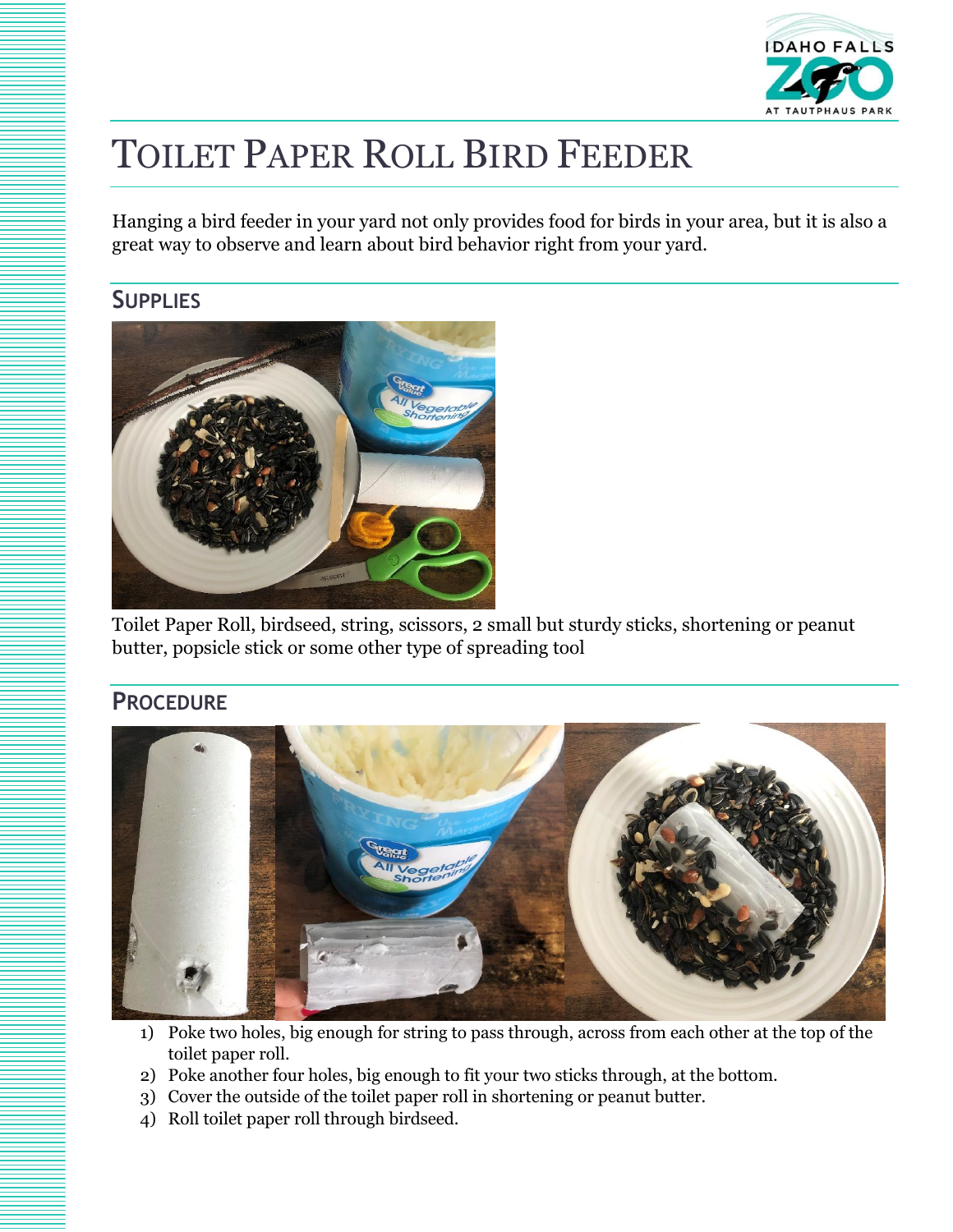# Toilet Paper Roll Bird Feeder

Hanging a bird feeder in your yard not only provides food for birds in your area, but it is also a great way to observe and learn about bird behavior right from your yard.

## Supplies

Toilet Paper Roll, birdseed, string, scissors, 2 small but sturdy sticks, shortening or peanut butter, popsicle stick or some other type of spreading tool

## Procedure

1) Poke two holes, big enough for string to pass through, across from each other at the top of the toilet paper roll.
2) Poke another four holes, big enough to fit your two sticks through, at the bottom.
3) Cover the outside of the toilet paper roll in shortening or peanut butter.
4) Roll toilet paper roll through birdseed.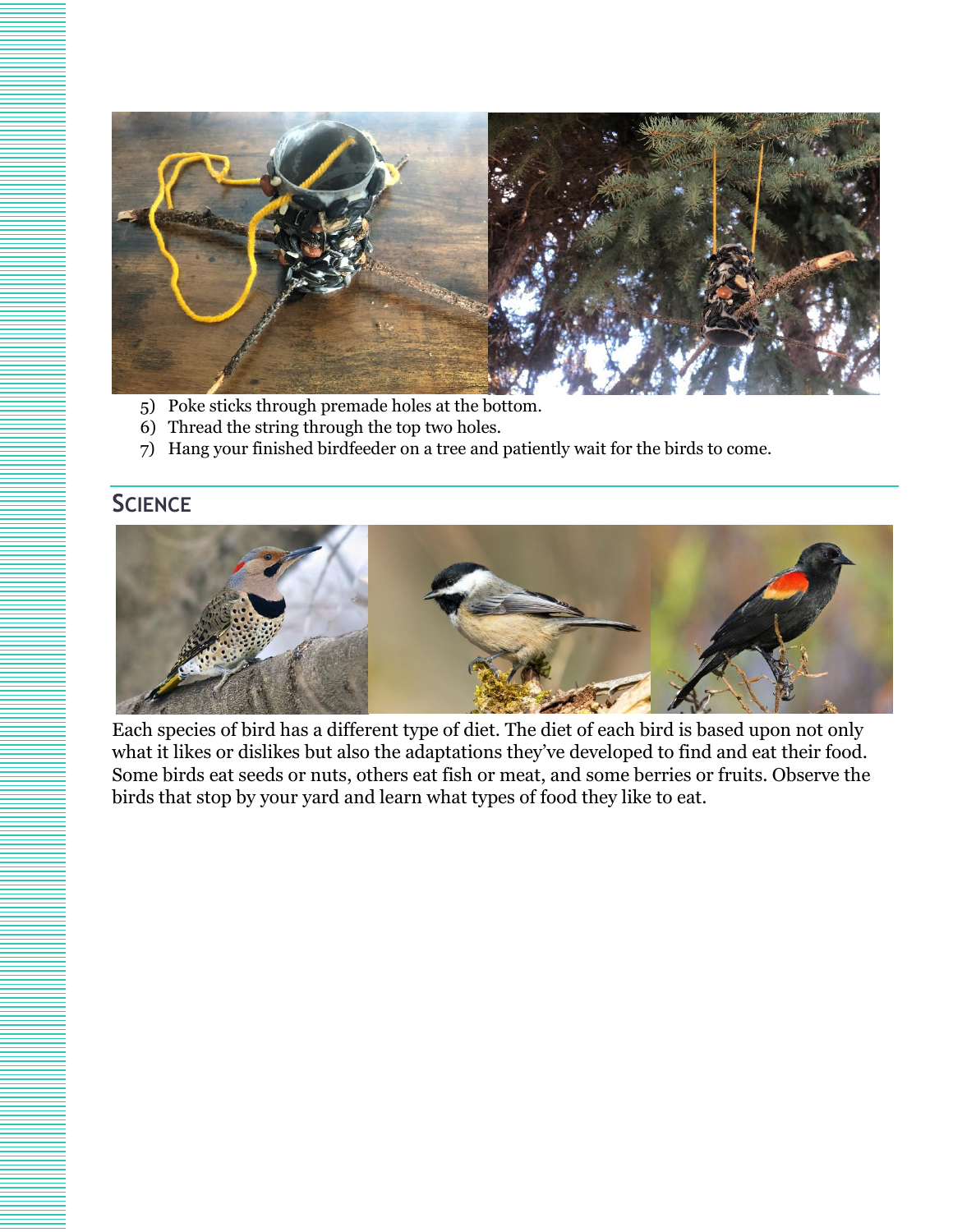5) Poke sticks through premade holes at the bottom.
6) Thread the string through the top two holes.
7) Hang your finished birdfeeder on a tree and patiently wait for the birds to come.

## SCIENCE

Each species of bird has a different type of diet. The diet of each bird is based upon not only what it likes or dislikes but also the adaptations they've developed to find and eat their food. Some birds eat seeds or nuts, others eat fish or meat, and some berries or fruits. Observe the birds that stop by your yard and learn what types of food they like to eat.